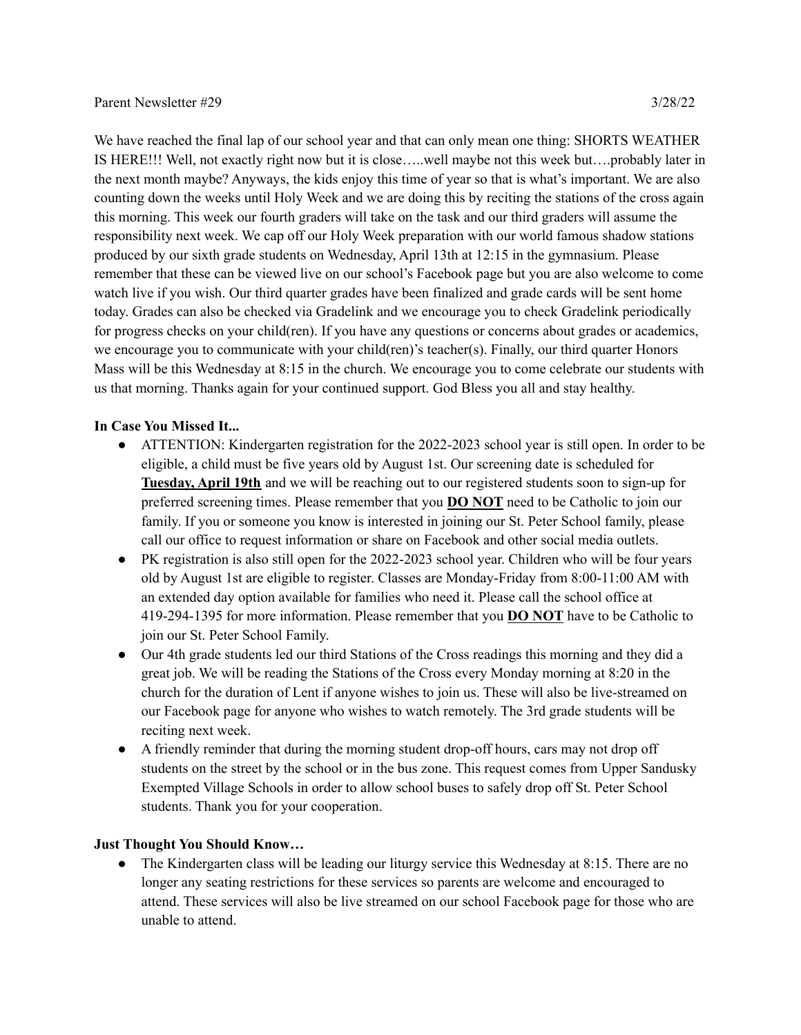Parent Newsletter #29 3/28/22

We have reached the final lap of our school year and that can only mean one thing: SHORTS WEATHER IS HERE!!! Well, not exactly right now but it is close…..well maybe not this week but….probably later in the next month maybe? Anyways, the kids enjoy this time of year so that is what's important. We are also counting down the weeks until Holy Week and we are doing this by reciting the stations of the cross again this morning. This week our fourth graders will take on the task and our third graders will assume the responsibility next week. We cap off our Holy Week preparation with our world famous shadow stations produced by our sixth grade students on Wednesday, April 13th at 12:15 in the gymnasium. Please remember that these can be viewed live on our school's Facebook page but you are also welcome to come watch live if you wish. Our third quarter grades have been finalized and grade cards will be sent home today. Grades can also be checked via Gradelink and we encourage you to check Gradelink periodically for progress checks on your child(ren). If you have any questions or concerns about grades or academics, we encourage you to communicate with your child(ren)'s teacher(s). Finally, our third quarter Honors Mass will be this Wednesday at 8:15 in the church. We encourage you to come celebrate our students with us that morning. Thanks again for your continued support. God Bless you all and stay healthy.

**In Case You Missed It...**

- ATTENTION: Kindergarten registration for the 2022-2023 school year is still open. In order to be eligible, a child must be five years old by August 1st. Our screening date is scheduled for **Tuesday, April 19th** and we will be reaching out to our registered students soon to sign-up for preferred screening times. Please remember that you **DO NOT** need to be Catholic to join our family. If you or someone you know is interested in joining our St. Peter School family, please call our office to request information or share on Facebook and other social media outlets.
- PK registration is also still open for the 2022-2023 school year. Children who will be four years old by August 1st are eligible to register. Classes are Monday-Friday from 8:00-11:00 AM with an extended day option available for families who need it. Please call the school office at 419-294-1395 for more information. Please remember that you **DO NOT** have to be Catholic to join our St. Peter School Family.
- Our 4th grade students led our third Stations of the Cross readings this morning and they did a great job. We will be reading the Stations of the Cross every Monday morning at 8:20 in the church for the duration of Lent if anyone wishes to join us. These will also be live-streamed on our Facebook page for anyone who wishes to watch remotely. The 3rd grade students will be reciting next week.
- A friendly reminder that during the morning student drop-off hours, cars may not drop off students on the street by the school or in the bus zone. This request comes from Upper Sandusky Exempted Village Schools in order to allow school buses to safely drop off St. Peter School students. Thank you for your cooperation.

**Just Thought You Should Know…**

- The Kindergarten class will be leading our liturgy service this Wednesday at 8:15. There are no longer any seating restrictions for these services so parents are welcome and encouraged to attend. These services will also be live streamed on our school Facebook page for those who are unable to attend.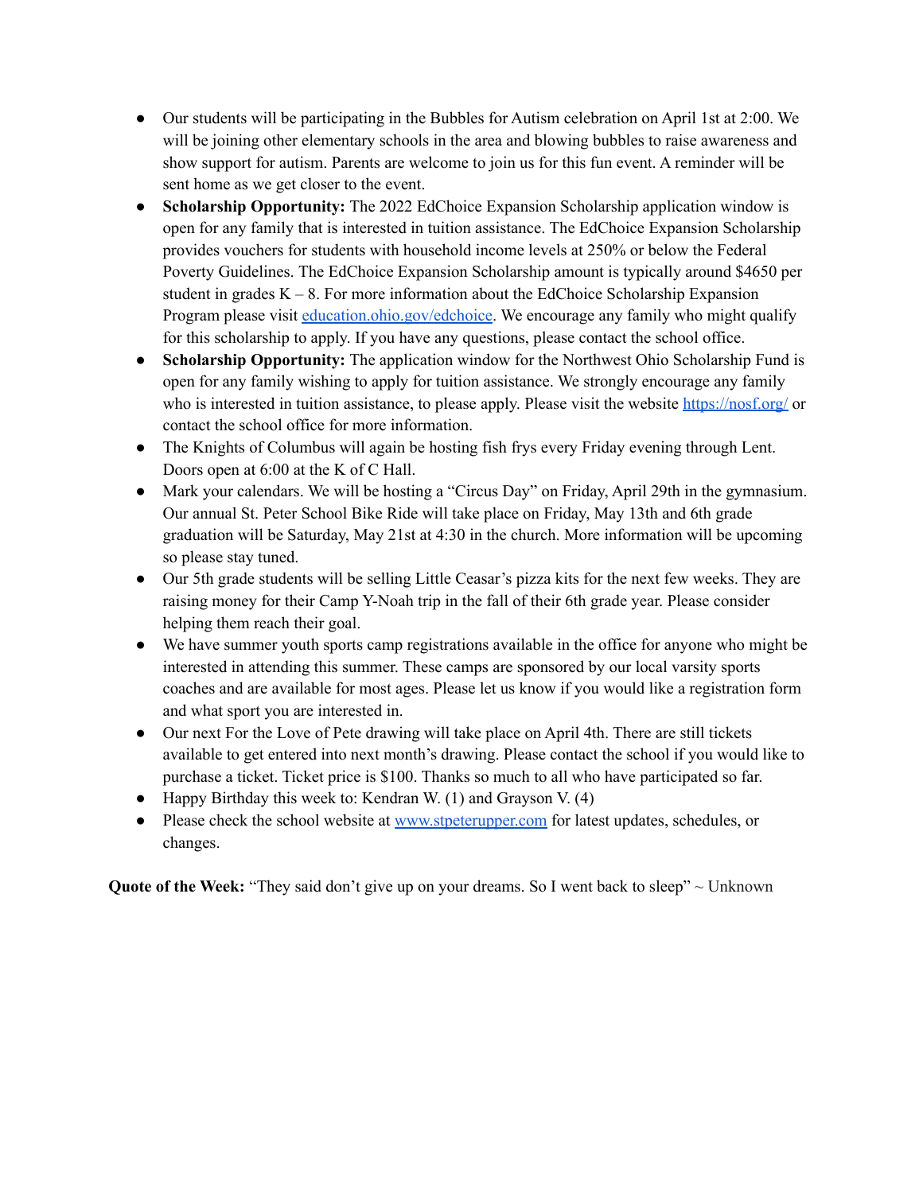- Our students will be participating in the Bubbles for Autism celebration on April 1st at 2:00. We will be joining other elementary schools in the area and blowing bubbles to raise awareness and show support for autism. Parents are welcome to join us for this fun event. A reminder will be sent home as we get closer to the event.
- **Scholarship Opportunity:** The 2022 EdChoice Expansion Scholarship application window is open for any family that is interested in tuition assistance. The EdChoice Expansion Scholarship provides vouchers for students with household income levels at 250% or below the Federal Poverty Guidelines. The EdChoice Expansion Scholarship amount is typically around $4650 per student in grades K – 8. For more information about the EdChoice Scholarship Expansion Program please visit [education.ohio.gov/edchoice](education.ohio.gov/edchoice). We encourage any family who might qualify for this scholarship to apply. If you have any questions, please contact the school office.
- **Scholarship Opportunity:** The application window for the Northwest Ohio Scholarship Fund is open for any family wishing to apply for tuition assistance. We strongly encourage any family who is interested in tuition assistance, to please apply. Please visit the website [https://nosf.org/](https://nosf.org/) or contact the school office for more information.
- The Knights of Columbus will again be hosting fish frys every Friday evening through Lent. Doors open at 6:00 at the K of C Hall.
- Mark your calendars. We will be hosting a "Circus Day" on Friday, April 29th in the gymnasium. Our annual St. Peter School Bike Ride will take place on Friday, May 13th and 6th grade graduation will be Saturday, May 21st at 4:30 in the church. More information will be upcoming so please stay tuned.
- Our 5th grade students will be selling Little Ceasar's pizza kits for the next few weeks. They are raising money for their Camp Y-Noah trip in the fall of their 6th grade year. Please consider helping them reach their goal.
- We have summer youth sports camp registrations available in the office for anyone who might be interested in attending this summer. These camps are sponsored by our local varsity sports coaches and are available for most ages. Please let us know if you would like a registration form and what sport you are interested in.
- Our next For the Love of Pete drawing will take place on April 4th. There are still tickets available to get entered into next month's drawing. Please contact the school if you would like to purchase a ticket. Ticket price is $100. Thanks so much to all who have participated so far.
- Happy Birthday this week to: Kendran W. (1) and Grayson V. (4)
- Please check the school website at [www.stpeterupper.com](www.stpeterupper.com) for latest updates, schedules, or changes.

**Quote of the Week:** "They said don't give up on your dreams. So I went back to sleep" ~ Unknown